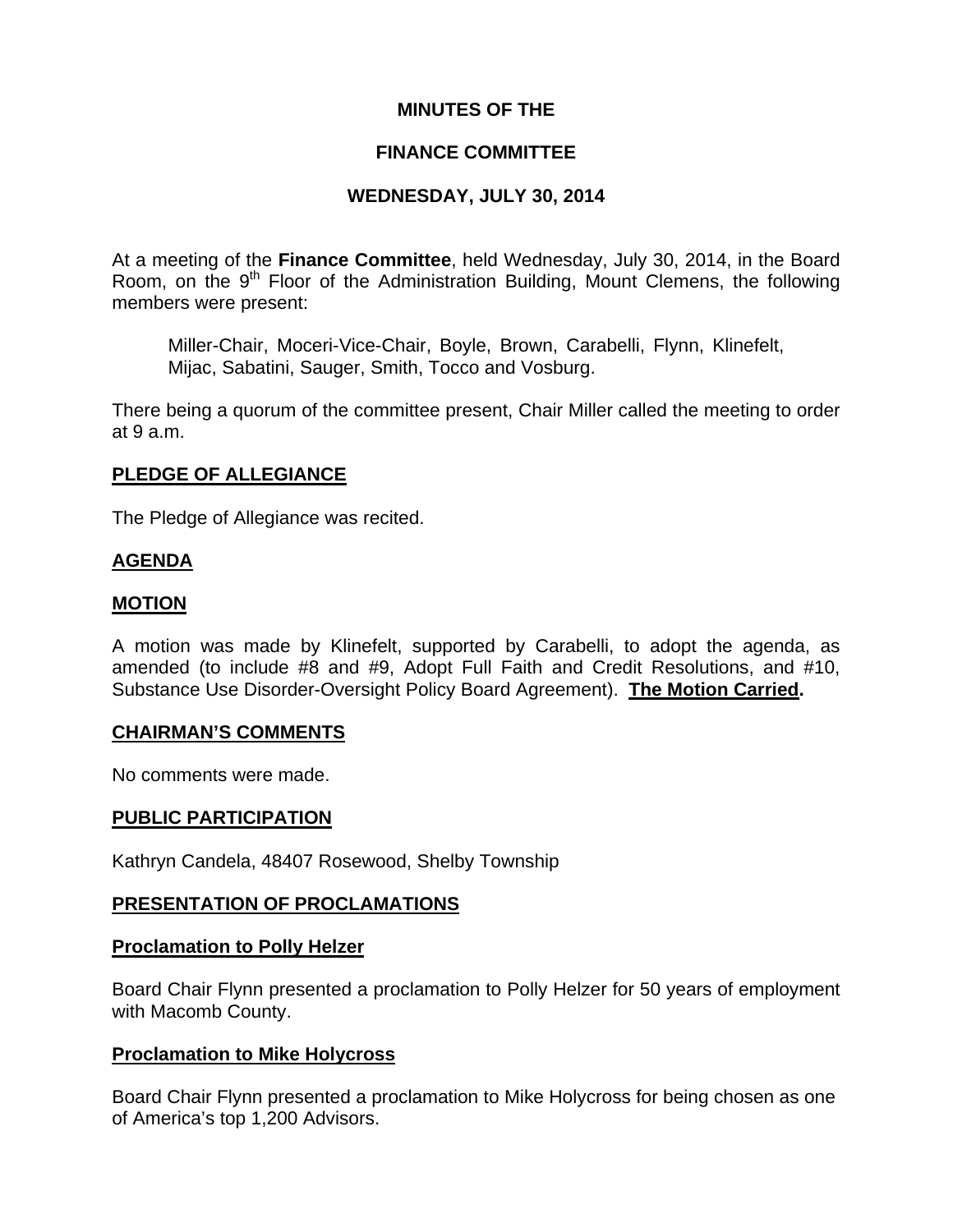**MINUTES OF THE**

**FINANCE COMMITTEE**

**WEDNESDAY, JULY 30, 2014**

At a meeting of the **Finance Committee**, held Wednesday, July 30, 2014, in the Board Room, on the 9th Floor of the Administration Building, Mount Clemens, the following members were present:

> Miller-Chair, Moceri-Vice-Chair, Boyle, Brown, Carabelli, Flynn, Klinefelt, Mijac, Sabatini, Sauger, Smith, Tocco and Vosburg.

There being a quorum of the committee present, Chair Miller called the meeting to order at 9 a.m.

**PLEDGE OF ALLEGIANCE**

The Pledge of Allegiance was recited.

**AGENDA**

**MOTION**

A motion was made by Klinefelt, supported by Carabelli, to adopt the agenda, as amended (to include #8 and #9, Adopt Full Faith and Credit Resolutions, and #10, Substance Use Disorder-Oversight Policy Board Agreement). **The Motion Carried.**

**CHAIRMAN'S COMMENTS**

No comments were made.

**PUBLIC PARTICIPATION**

Kathryn Candela, 48407 Rosewood, Shelby Township

**PRESENTATION OF PROCLAMATIONS**

**Proclamation to Polly Helzer**

Board Chair Flynn presented a proclamation to Polly Helzer for 50 years of employment with Macomb County.

**Proclamation to Mike Holycross**

Board Chair Flynn presented a proclamation to Mike Holycross for being chosen as one of America's top 1,200 Advisors.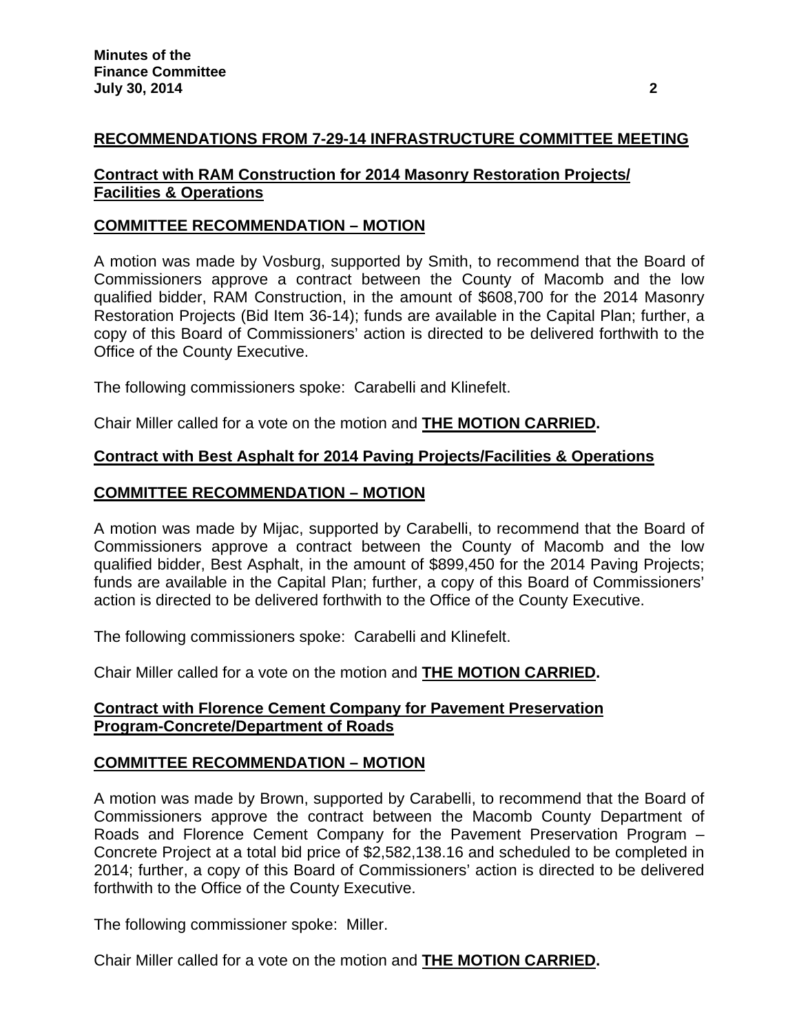## RECOMMENDATIONS FROM 7-29-14 INFRASTRUCTURE COMMITTEE MEETING

### Contract with RAM Construction for 2014 Masonry Restoration Projects/ Facilities & Operations

### COMMITTEE RECOMMENDATION – MOTION

A motion was made by Vosburg, supported by Smith, to recommend that the Board of Commissioners approve a contract between the County of Macomb and the low qualified bidder, RAM Construction, in the amount of $608,700 for the 2014 Masonry Restoration Projects (Bid Item 36-14); funds are available in the Capital Plan; further, a copy of this Board of Commissioners' action is directed to be delivered forthwith to the Office of the County Executive.

The following commissioners spoke: Carabelli and Klinefelt.

Chair Miller called for a vote on the motion and **THE MOTION CARRIED.**

### Contract with Best Asphalt for 2014 Paving Projects/Facilities & Operations

### COMMITTEE RECOMMENDATION – MOTION

A motion was made by Mijac, supported by Carabelli, to recommend that the Board of Commissioners approve a contract between the County of Macomb and the low qualified bidder, Best Asphalt, in the amount of $899,450 for the 2014 Paving Projects; funds are available in the Capital Plan; further, a copy of this Board of Commissioners' action is directed to be delivered forthwith to the Office of the County Executive.

The following commissioners spoke: Carabelli and Klinefelt.

Chair Miller called for a vote on the motion and **THE MOTION CARRIED.**

### Contract with Florence Cement Company for Pavement Preservation Program-Concrete/Department of Roads

### COMMITTEE RECOMMENDATION – MOTION

A motion was made by Brown, supported by Carabelli, to recommend that the Board of Commissioners approve the contract between the Macomb County Department of Roads and Florence Cement Company for the Pavement Preservation Program – Concrete Project at a total bid price of $2,582,138.16 and scheduled to be completed in 2014; further, a copy of this Board of Commissioners' action is directed to be delivered forthwith to the Office of the County Executive.

The following commissioner spoke: Miller.

Chair Miller called for a vote on the motion and **THE MOTION CARRIED.**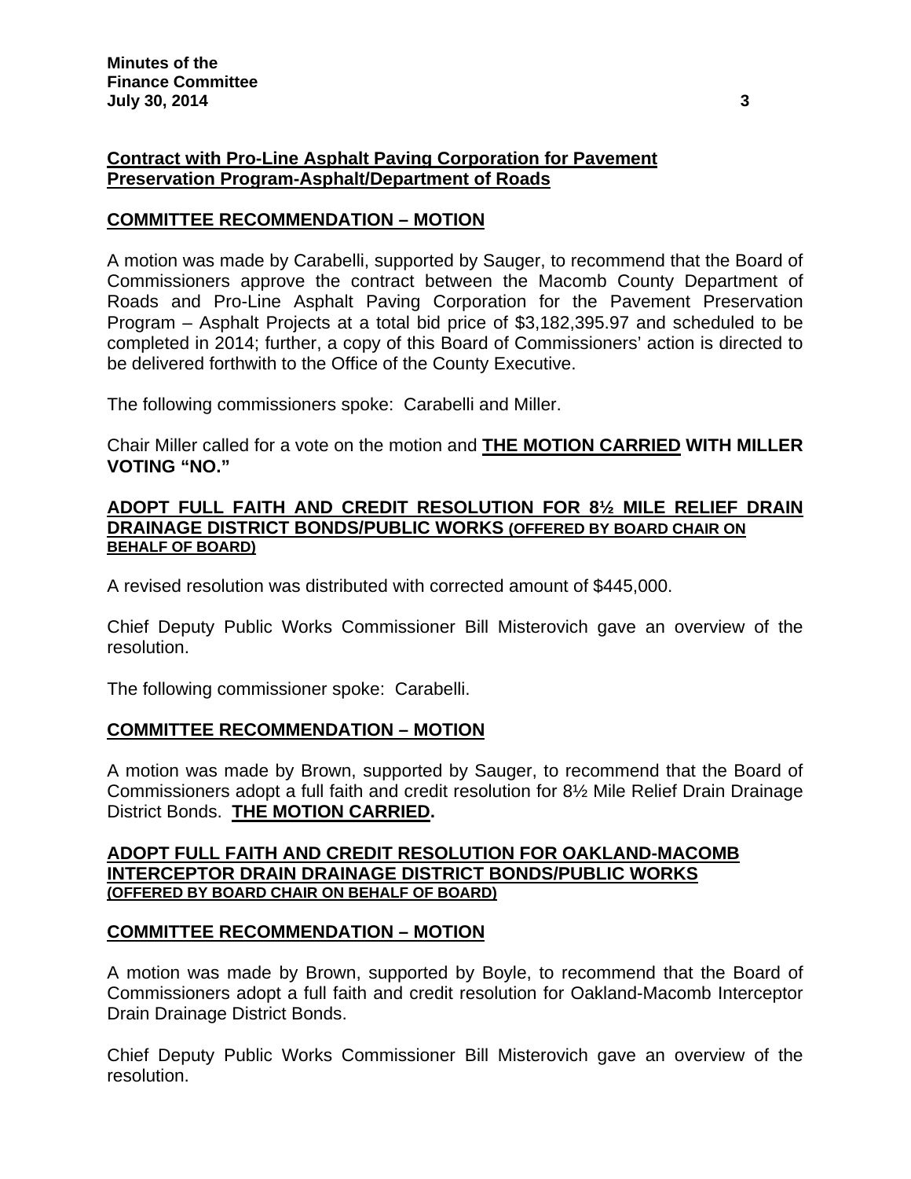## Contract with Pro-Line Asphalt Paving Corporation for Pavement Preservation Program-Asphalt/Department of Roads

### COMMITTEE RECOMMENDATION – MOTION

A motion was made by Carabelli, supported by Sauger, to recommend that the Board of Commissioners approve the contract between the Macomb County Department of Roads and Pro-Line Asphalt Paving Corporation for the Pavement Preservation Program – Asphalt Projects at a total bid price of $3,182,395.97 and scheduled to be completed in 2014; further, a copy of this Board of Commissioners' action is directed to be delivered forthwith to the Office of the County Executive.

The following commissioners spoke: Carabelli and Miller.

Chair Miller called for a vote on the motion and **THE MOTION CARRIED WITH MILLER VOTING "NO."**

## ADOPT FULL FAITH AND CREDIT RESOLUTION FOR 8½ MILE RELIEF DRAIN DRAINAGE DISTRICT BONDS/PUBLIC WORKS (OFFERED BY BOARD CHAIR ON BEHALF OF BOARD)

A revised resolution was distributed with corrected amount of $445,000.

Chief Deputy Public Works Commissioner Bill Misterovich gave an overview of the resolution.

The following commissioner spoke: Carabelli.

### COMMITTEE RECOMMENDATION – MOTION

A motion was made by Brown, supported by Sauger, to recommend that the Board of Commissioners adopt a full faith and credit resolution for 8½ Mile Relief Drain Drainage District Bonds. **THE MOTION CARRIED.**

## ADOPT FULL FAITH AND CREDIT RESOLUTION FOR OAKLAND-MACOMB INTERCEPTOR DRAIN DRAINAGE DISTRICT BONDS/PUBLIC WORKS (OFFERED BY BOARD CHAIR ON BEHALF OF BOARD)

### COMMITTEE RECOMMENDATION – MOTION

A motion was made by Brown, supported by Boyle, to recommend that the Board of Commissioners adopt a full faith and credit resolution for Oakland-Macomb Interceptor Drain Drainage District Bonds.

Chief Deputy Public Works Commissioner Bill Misterovich gave an overview of the resolution.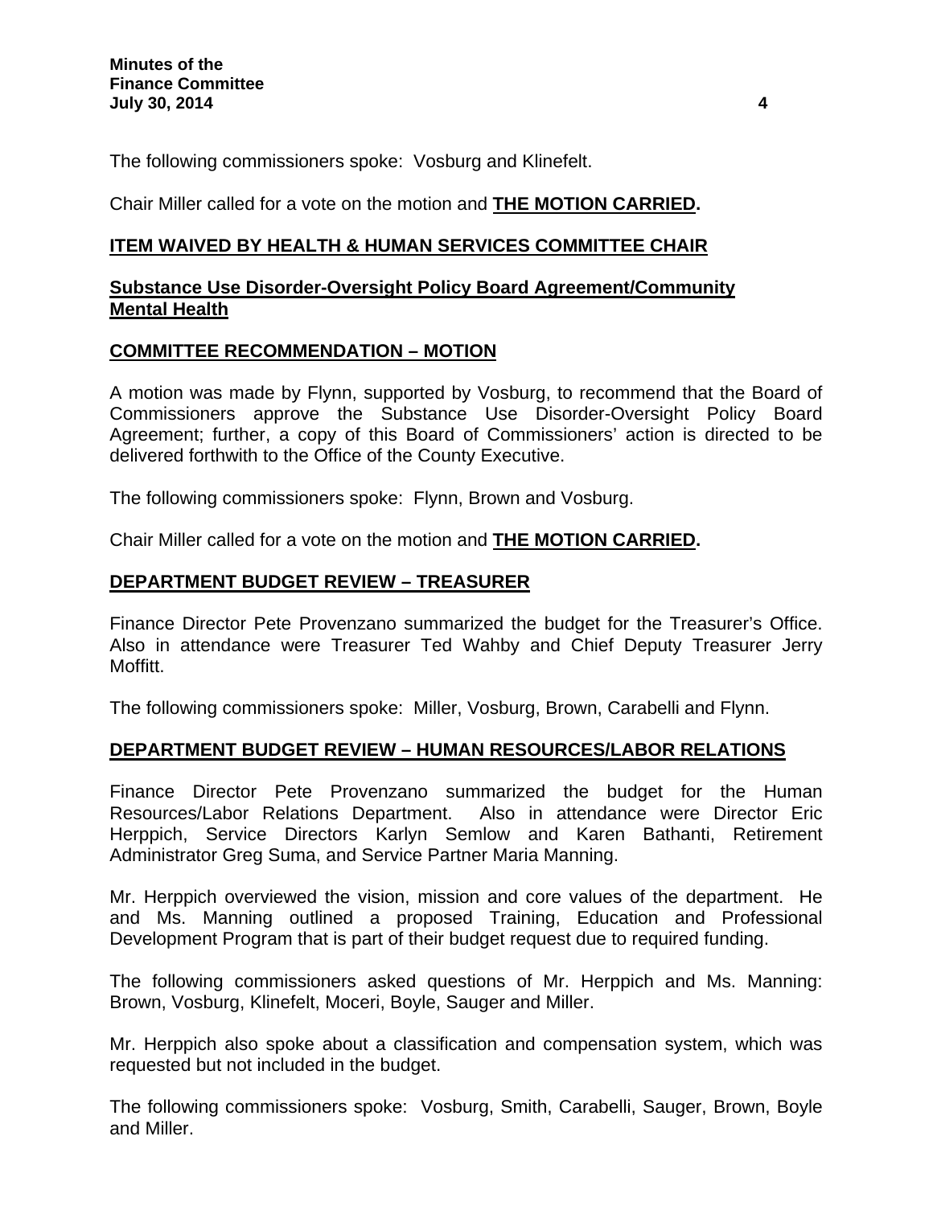The following commissioners spoke: Vosburg and Klinefelt.

Chair Miller called for a vote on the motion and **THE MOTION CARRIED.**

## ITEM WAIVED BY HEALTH & HUMAN SERVICES COMMITTEE CHAIR

### Substance Use Disorder-Oversight Policy Board Agreement/Community Mental Health

### COMMITTEE RECOMMENDATION – MOTION

A motion was made by Flynn, supported by Vosburg, to recommend that the Board of Commissioners approve the Substance Use Disorder-Oversight Policy Board Agreement; further, a copy of this Board of Commissioners' action is directed to be delivered forthwith to the Office of the County Executive.

The following commissioners spoke: Flynn, Brown and Vosburg.

Chair Miller called for a vote on the motion and **THE MOTION CARRIED.**

## DEPARTMENT BUDGET REVIEW – TREASURER

Finance Director Pete Provenzano summarized the budget for the Treasurer's Office. Also in attendance were Treasurer Ted Wahby and Chief Deputy Treasurer Jerry Moffitt.

The following commissioners spoke: Miller, Vosburg, Brown, Carabelli and Flynn.

## DEPARTMENT BUDGET REVIEW – HUMAN RESOURCES/LABOR RELATIONS

Finance Director Pete Provenzano summarized the budget for the Human Resources/Labor Relations Department. Also in attendance were Director Eric Herppich, Service Directors Karlyn Semlow and Karen Bathanti, Retirement Administrator Greg Suma, and Service Partner Maria Manning.

Mr. Herppich overviewed the vision, mission and core values of the department. He and Ms. Manning outlined a proposed Training, Education and Professional Development Program that is part of their budget request due to required funding.

The following commissioners asked questions of Mr. Herppich and Ms. Manning: Brown, Vosburg, Klinefelt, Moceri, Boyle, Sauger and Miller.

Mr. Herppich also spoke about a classification and compensation system, which was requested but not included in the budget.

The following commissioners spoke: Vosburg, Smith, Carabelli, Sauger, Brown, Boyle and Miller.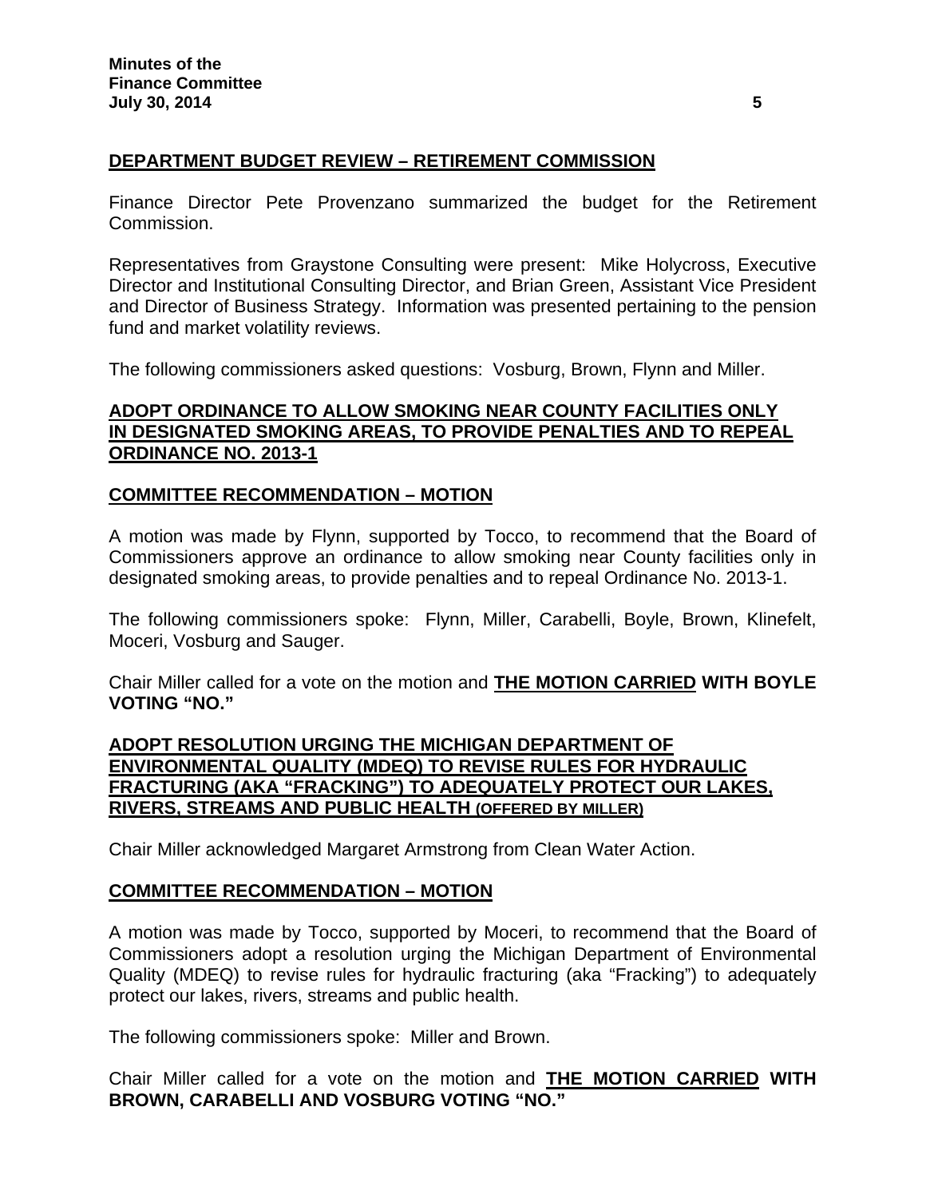## DEPARTMENT BUDGET REVIEW – RETIREMENT COMMISSION

Finance Director Pete Provenzano summarized the budget for the Retirement Commission.

Representatives from Graystone Consulting were present: Mike Holycross, Executive Director and Institutional Consulting Director, and Brian Green, Assistant Vice President and Director of Business Strategy. Information was presented pertaining to the pension fund and market volatility reviews.

The following commissioners asked questions: Vosburg, Brown, Flynn and Miller.

## ADOPT ORDINANCE TO ALLOW SMOKING NEAR COUNTY FACILITIES ONLY IN DESIGNATED SMOKING AREAS, TO PROVIDE PENALTIES AND TO REPEAL ORDINANCE NO. 2013-1

### COMMITTEE RECOMMENDATION – MOTION

A motion was made by Flynn, supported by Tocco, to recommend that the Board of Commissioners approve an ordinance to allow smoking near County facilities only in designated smoking areas, to provide penalties and to repeal Ordinance No. 2013-1.

The following commissioners spoke: Flynn, Miller, Carabelli, Boyle, Brown, Klinefelt, Moceri, Vosburg and Sauger.

Chair Miller called for a vote on the motion and **THE MOTION CARRIED WITH BOYLE VOTING "NO."**

## ADOPT RESOLUTION URGING THE MICHIGAN DEPARTMENT OF ENVIRONMENTAL QUALITY (MDEQ) TO REVISE RULES FOR HYDRAULIC FRACTURING (AKA "FRACKING") TO ADEQUATELY PROTECT OUR LAKES, RIVERS, STREAMS AND PUBLIC HEALTH (OFFERED BY MILLER)

Chair Miller acknowledged Margaret Armstrong from Clean Water Action.

### COMMITTEE RECOMMENDATION – MOTION

A motion was made by Tocco, supported by Moceri, to recommend that the Board of Commissioners adopt a resolution urging the Michigan Department of Environmental Quality (MDEQ) to revise rules for hydraulic fracturing (aka "Fracking") to adequately protect our lakes, rivers, streams and public health.

The following commissioners spoke: Miller and Brown.

Chair Miller called for a vote on the motion and **THE MOTION CARRIED WITH BROWN, CARABELLI AND VOSBURG VOTING "NO."**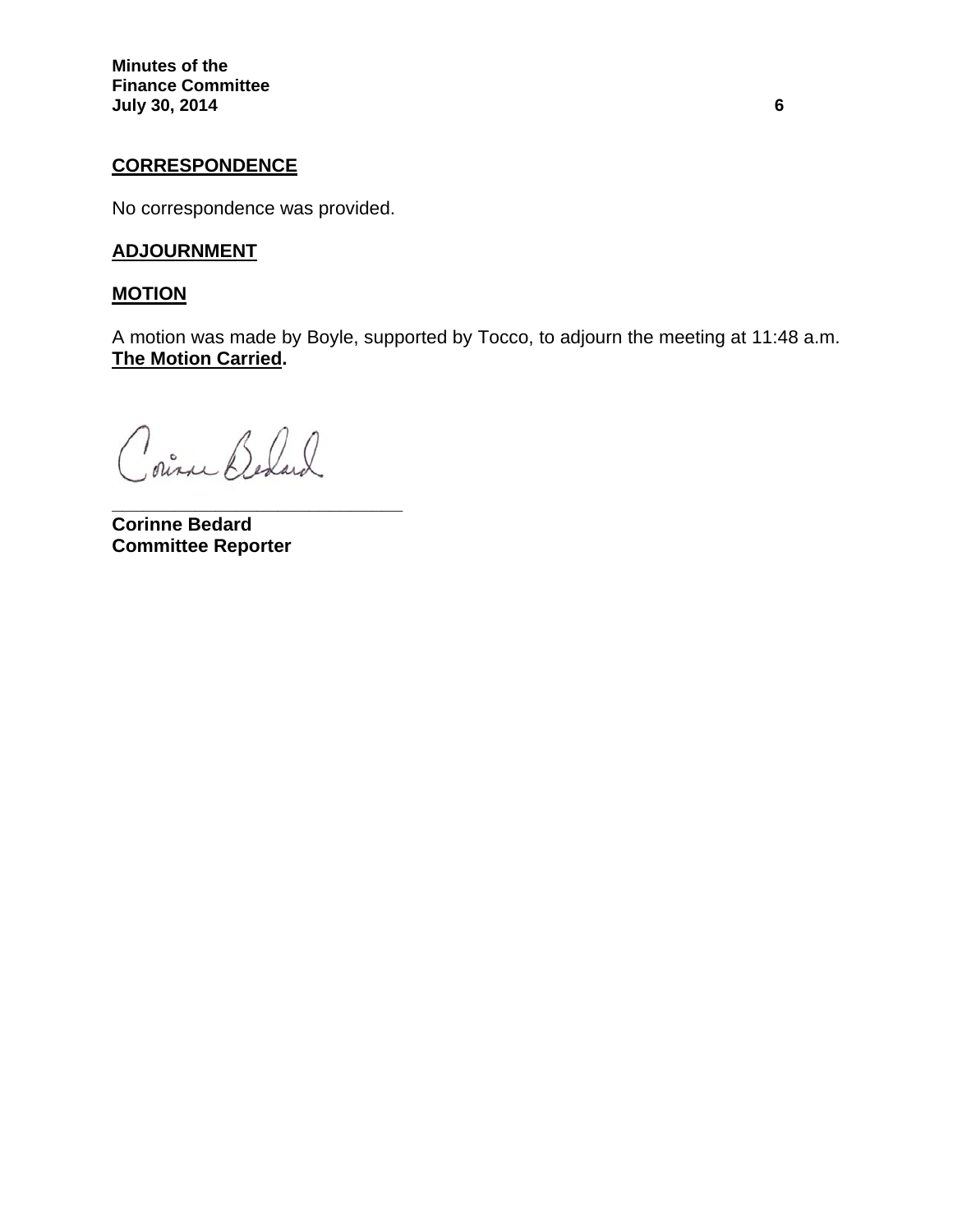**CORRESPONDENCE**

No correspondence was provided.

**ADJOURNMENT**

**MOTION**

A motion was made by Boyle, supported by Tocco, to adjourn the meeting at 11:48 a.m. **The Motion Carried.**

\_\_\_\_\_\_\_\_\_\_\_\_\_\_\_\_\_\_\_\_\_\_\_\_\_\_\_\_\_\_

**Corinne Bedard**
**Committee Reporter**